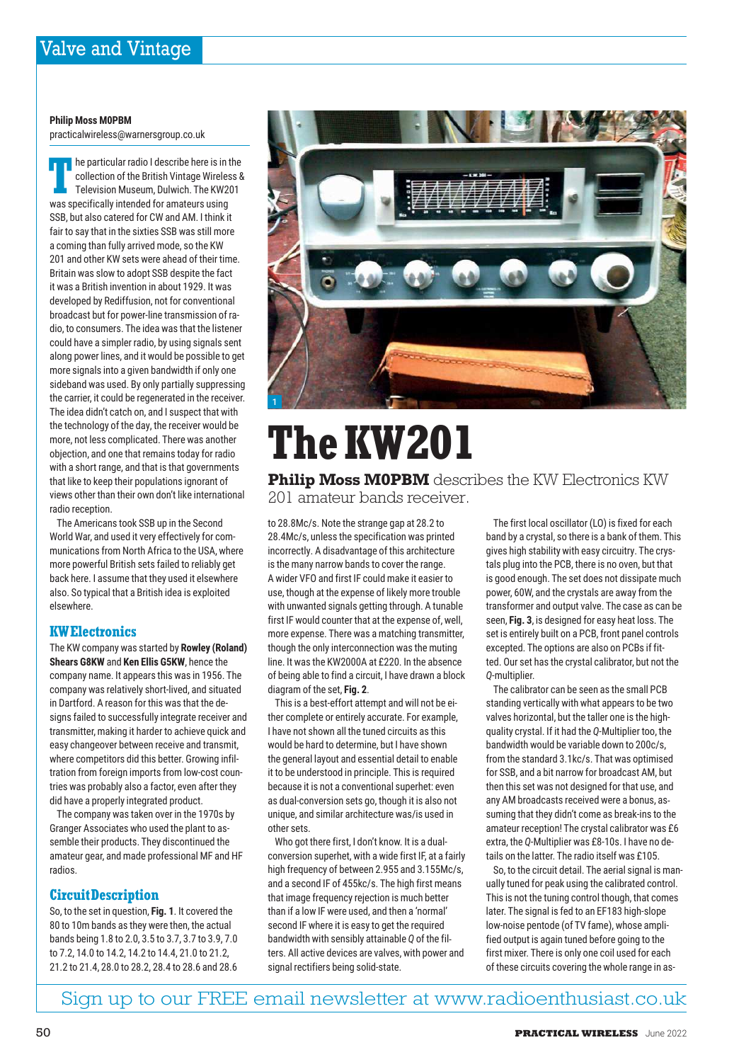# The KW201

**Philip Moss M0PBM** describes the KW Electronics KW 201 amateur bands receiver.

**Philip Moss M0PBM**
practicalwireless@warnersgroup.co.uk

The particular radio I describe here is in the collection of the British Vintage Wireless & Television Museum, Dulwich. The KW201 was specifically intended for amateurs using SSB, but also catered for CW and AM. I think it fair to say that in the sixties SSB was still more a coming than fully arrived mode, so the KW 201 and other KW sets were ahead of their time. Britain was slow to adopt SSB despite the fact it was a British invention in about 1929. It was developed by Rediffusion, not for conventional broadcast but for power-line transmission of radio, to consumers. The idea was that the listener could have a simpler radio, by using signals sent along power lines, and it would be possible to get more signals into a given bandwidth if only one sideband was used. By only partially suppressing the carrier, it could be regenerated in the receiver. The idea didn't catch on, and I suspect that with the technology of the day, the receiver would be more, not less complicated. There was another objection, and one that remains today for radio with a short range, and that is that governments that like to keep their populations ignorant of views other than their own don't like international radio reception.

The Americans took SSB up in the Second World War, and used it very effectively for communications from North Africa to the USA, where more powerful British sets failed to reliably get back here. I assume that they used it elsewhere also. So typical that a British idea is exploited elsewhere.

## KW Electronics

The KW company was started by **Rowley (Roland) Shears G8KW** and **Ken Ellis G5KW**, hence the company name. It appears this was in 1956. The company was relatively short-lived, and situated in Dartford. A reason for this was that the designs failed to successfully integrate receiver and transmitter, making it harder to achieve quick and easy changeover between receive and transmit, where competitors did this better. Growing infiltration from foreign imports from low-cost countries was probably also a factor, even after they did have a properly integrated product.

The company was taken over in the 1970s by Granger Associates who used the plant to assemble their products. They discontinued the amateur gear, and made professional MF and HF radios.

## Circuit Description

So, to the set in question, **Fig. 1**. It covered the 80 to 10m bands as they were then, the actual bands being 1.8 to 2.0, 3.5 to 3.7, 3.7 to 3.9, 7.0 to 7.2, 14.0 to 14.2, 14.2 to 14.4, 21.0 to 21.2, 21.2 to 21.4, 28.0 to 28.2, 28.4 to 28.6 and 28.6 to 28.8Mc/s. Note the strange gap at 28.2 to 28.4Mc/s, unless the specification was printed incorrectly. A disadvantage of this architecture is the many narrow bands to cover the range. A wider VFO and first IF could make it easier to use, though at the expense of likely more trouble with unwanted signals getting through. A tunable first IF would counter that at the expense of, well, more expense. There was a matching transmitter, though the only interconnection was the muting line. It was the KW2000A at £220. In the absence of being able to find a circuit, I have drawn a block diagram of the set, **Fig. 2**.

This is a best-effort attempt and will not be either complete or entirely accurate. For example, I have not shown all the tuned circuits as this would be hard to determine, but I have shown the general layout and essential detail to enable it to be understood in principle. This is required because it is not a conventional superhet: even as dual-conversion sets go, though it is also not unique, and similar architecture was/is used in other sets.

Who got there first, I don't know. It is a dual-conversion superhet, with a wide first IF, at a fairly high frequency of between 2.955 and 3.155Mc/s, and a second IF of 455kc/s. The high first means that image frequency rejection is much better than if a low IF were used, and then a 'normal' second IF where it is easy to get the required bandwidth with sensibly attainable *Q* of the filters. All active devices are valves, with power and signal rectifiers being solid-state.

The first local oscillator (LO) is fixed for each band by a crystal, so there is a bank of them. This gives high stability with easy circuitry. The crystals plug into the PCB, there is no oven, but that is good enough. The set does not dissipate much power, 60W, and the crystals are away from the transformer and output valve. The case as can be seen, **Fig. 3**, is designed for easy heat loss. The set is entirely built on a PCB, front panel controls excepted. The options are also on PCBs if fitted. Our set has the crystal calibrator, but not the *Q*-multiplier.

The calibrator can be seen as the small PCB standing vertically with what appears to be two valves horizontal, but the taller one is the high-quality crystal. If it had the *Q*-Multiplier too, the bandwidth would be variable down to 200c/s, from the standard 3.1kc/s. That was optimised for SSB, and a bit narrow for broadcast AM, but then this set was not designed for that use, and any AM broadcasts received were a bonus, assuming that they didn't come as break-ins to the amateur reception! The crystal calibrator was £6 extra, the *Q*-Multiplier was £8-10s. I have no details on the latter. The radio itself was £105.

So, to the circuit detail. The aerial signal is manually tuned for peak using the calibrated control. This is not the tuning control though, that comes later. The signal is fed to an EF183 high-slope low-noise pentode (of TV fame), whose amplified output is again tuned before going to the first mixer. There is only one coil used for each of these circuits covering the whole range in as-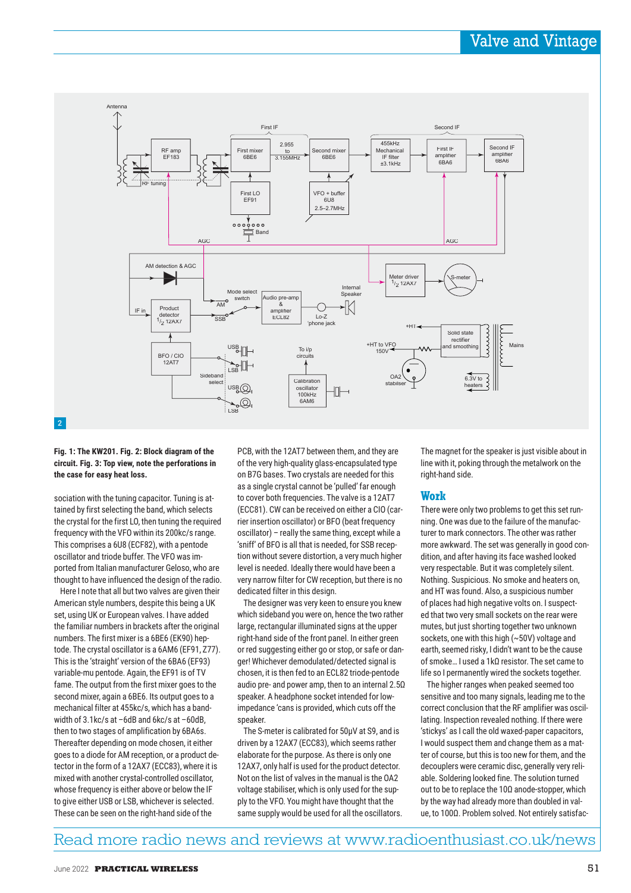**Fig. 1: The KW201. Fig. 2: Block diagram of the circuit. Fig. 3: Top view, note the perforations in the case for easy heat loss.**

sociation with the tuning capacitor. Tuning is attained by first selecting the band, which selects the crystal for the first LO, then tuning the required frequency with the VFO within its 200kc/s range. This comprises a 6U8 (ECF82), with a pentode oscillator and triode buffer. The VFO was imported from Italian manufacturer Geloso, who are thought to have influenced the design of the radio.

Here I note that all but two valves are given their American style numbers, despite this being a UK set, using UK or European valves. I have added the familiar numbers in brackets after the original numbers. The first mixer is a 6BE6 (EK90) heptode. The crystal oscillator is a 6AM6 (EF91, Z77). This is the 'straight' version of the 6BA6 (EF93) variable-mu pentode. Again, the EF91 is of TV fame. The output from the first mixer goes to the second mixer, again a 6BE6. Its output goes to a mechanical filter at 455kc/s, which has a bandwidth of 3.1kc/s at –6dB and 6kc/s at –60dB, then to two stages of amplification by 6BA6s. Thereafter depending on mode chosen, it either goes to a diode for AM reception, or a product detector in the form of a 12AX7 (ECC83), where it is mixed with another crystal-controlled oscillator, whose frequency is either above or below the IF to give either USB or LSB, whichever is selected. These can be seen on the right-hand side of the PCB, with the 12AT7 between them, and they are of the very high-quality glass-encapsulated type on B7G bases. Two crystals are needed for this as a single crystal cannot be 'pulled' far enough to cover both frequencies. The valve is a 12AT7 (ECC81). CW can be received on either a CIO (carrier insertion oscillator) or BFO (beat frequency oscillator) – really the same thing, except while a 'sniff' of BFO is all that is needed, for SSB reception without severe distortion, a very much higher level is needed. Ideally there would have been a very narrow filter for CW reception, but there is no dedicated filter in this design.

The designer was very keen to ensure you knew which sideband you were on, hence the two rather large, rectangular illuminated signs at the upper right-hand side of the front panel. In either green or red suggesting either go or stop, or safe or danger! Whichever demodulated/detected signal is chosen, it is then fed to an ECL82 triode-pentode audio pre- and power amp, then to an internal 2.5Ω speaker. A headphone socket intended for low-impedance 'cans is provided, which cuts off the speaker.

The S-meter is calibrated for 50µV at S9, and is driven by a 12AX7 (ECC83), which seems rather elaborate for the purpose. As there is only one 12AX7, only half is used for the product detector. Not on the list of valves in the manual is the OA2 voltage stabiliser, which is only used for the supply to the VFO. You might have thought that the same supply would be used for all the oscillators. The magnet for the speaker is just visible about in line with it, poking through the metalwork on the right-hand side.

## Work

There were only two problems to get this set running. One was due to the failure of the manufacturer to mark connectors. The other was rather more awkward. The set was generally in good condition, and after having its face washed looked very respectable. But it was completely silent. Nothing. Suspicious. No smoke and heaters on, and HT was found. Also, a suspicious number of places had high negative volts on. I suspected that two very small sockets on the rear were mutes, but just shorting together two unknown sockets, one with this high (~50V) voltage and earth, seemed risky, I didn't want to be the cause of smoke… I used a 1kΩ resistor. The set came to life so I permanently wired the sockets together.

The higher ranges when peaked seemed too sensitive and too many signals, leading me to the correct conclusion that the RF amplifier was oscillating. Inspection revealed nothing. If there were 'stickys' as I call the old waxed-paper capacitors, I would suspect them and change them as a matter of course, but this is too new for them, and the decouplers were ceramic disc, generally very reliable. Soldering looked fine. The solution turned out to be to replace the 10Ω anode-stopper, which by the way had already more than doubled in value, to 100Ω. Problem solved. Not entirely satisfac-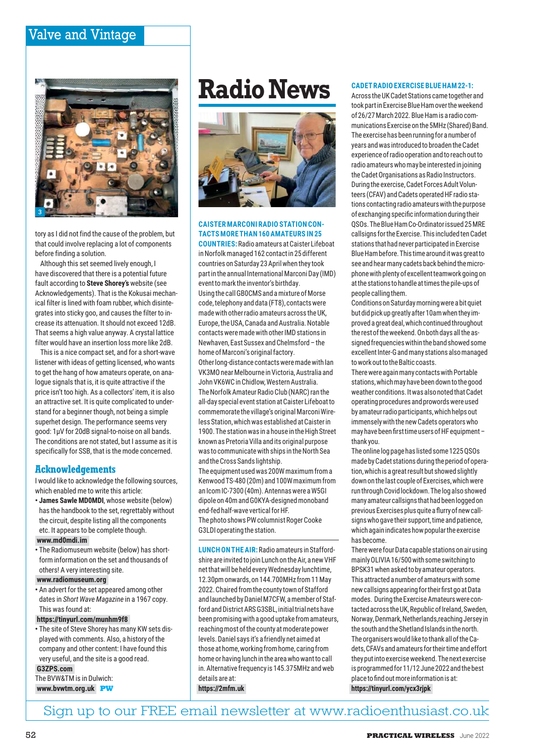tory as I did not find the cause of the problem, but that could involve replacing a lot of components before finding a solution.

Although this set seemed lively enough, I have discovered that there is a potential future fault according to **Steve Shorey's** website (see Acknowledgements). That is the Kokusai mechanical filter is lined with foam rubber, which disintegrates into sticky goo, and causes the filter to increase its attenuation. It should not exceed 12dB. That seems a high value anyway. A crystal lattice filter would have an insertion loss more like 2dB.

This is a nice compact set, and for a short-wave listener with ideas of getting licensed, who wants to get the hang of how amateurs operate, on analogue signals that is, it is quite attractive if the price isn't too high. As a collectors' item, it is also an attractive set. It is quite complicated to understand for a beginner though, not being a simple superhet design. The performance seems very good: 1µV for 20dB signal-to-noise on all bands. The conditions are not stated, but I assume as it is specifically for SSB, that is the mode concerned.

## Acknowledgements

I would like to acknowledge the following sources, which enabled me to write this article:

- **James Sawle MD0MDI**, whose website (below) has the handbook to the set, regrettably without the circuit, despite listing all the components etc. It appears to be complete though.
  **www.md0mdi.im**
- The Radiomuseum website (below) has short-form information on the set and thousands of others! A very interesting site.
  **www.radiomuseum.org**
- An advert for the set appeared among other dates in *Short Wave Magazine* in a 1967 copy. This was found at:
  **https://tinyurl.com/munhm9f8**
- The site of Steve Shorey has many KW sets displayed with comments. Also, a history of the company and other content: I have found this very useful, and the site is a good read.
  **G3ZPS.com**

The BVW&TM is in Dulwich:
**www.bvwtm.org.uk** PW

# Radio News

**CAISTER MARCONI RADIO STATION CONTACTS MORE THAN 160 AMATEURS IN 25 COUNTRIES:** Radio amateurs at Caister Lifeboat in Norfolk managed 162 contact in 25 different countries on Saturday 23 April when they took part in the annual International Marconi Day (IMD) event to mark the inventor's birthday.

Using the call GB0CMS and a mixture of Morse code, telephony and data (FT8), contacts were made with other radio amateurs across the UK, Europe, the USA, Canada and Australia. Notable contacts were made with other IMD stations in Newhaven, East Sussex and Chelmsford – the home of Marconi's original factory.

Other long-distance contacts were made with Ian VK3MO near Melbourne in Victoria, Australia and John VK6WC in Chidlow, Western Australia.

The Norfolk Amateur Radio Club (NARC) ran the all-day special event station at Caister Lifeboat to commemorate the village's original Marconi Wireless Station, which was established at Caister in 1900. The station was in a house in the High Street known as Pretoria Villa and its original purpose was to communicate with ships in the North Sea and the Cross Sands lightship.

The equipment used was 200W maximum from a Kenwood TS-480 (20m) and 100W maximum from an Icom IC-7300 (40m). Antennas were a W5GI dipole on 40m and G0KYA-designed monoband end-fed half-wave vertical for HF.

The photo shows PW columnist Roger Cooke G3LDI operating the station.

**LUNCH ON THE AIR:** Radio amateurs in Staffordshire are invited to join Lunch on the Air, a new VHF net that will be held every Wednesday lunchtime, 12.30pm onwards, on 144.700MHz from 11 May 2022. Chaired from the county town of Stafford and launched by Daniel M7CFW, a member of Stafford and District ARS G3SBL, initial trial nets have been promising with a good uptake from amateurs, reaching most of the county at moderate power levels. Daniel says it's a friendly net aimed at those at home, working from home, caring from home or having lunch in the area who want to call in. Alternative frequency is 145.375MHz and web details are at:
**https://2mfm.uk**

**CADET RADIO EXERCISE BLUE HAM 22-1:** Across the UK Cadet Stations came together and took part in Exercise Blue Ham over the weekend of 26/27 March 2022. Blue Ham is a radio communications Exercise on the 5MHz (Shared) Band. The exercise has been running for a number of years and was introduced to broaden the Cadet experience of radio operation and to reach out to radio amateurs who may be interested in joining the Cadet Organisations as Radio Instructors.

During the exercise, Cadet Forces Adult Volunteers (CFAV) and Cadets operated HF radio stations contacting radio amateurs with the purpose of exchanging specific information during their QSOs. The Blue Ham Co-Ordinator issued 25 MRE callsigns for the Exercise. This included ten Cadet stations that had never participated in Exercise Blue Ham before. This time around it was great to see and hear many cadets back behind the microphone with plenty of excellent teamwork going on at the stations to handle at times the pile-ups of people calling them.

Conditions on Saturday morning were a bit quiet but did pick up greatly after 10am when they improved a great deal, which continued throughout the rest of the weekend. On both days all the assigned frequencies within the band showed some excellent Inter-G and many stations also managed to work out to the Baltic coasts.

There were again many contacts with Portable stations, which may have been down to the good weather conditions. It was also noted that Cadet operating procedures and prowords were used by amateur radio participants, which helps out immensely with the new Cadets operators who may have been first time users of HF equipment – thank you.

The online log page has listed some 1225 QSOs made by Cadet stations during the period of operation, which is a great result but showed slightly down on the last couple of Exercises, which were run through Covid lockdown. The log also showed many amateur callsigns that had been logged on previous Exercises plus quite a flurry of new callsigns who gave their support, time and patience, which again indicates how popular the exercise has become.

There were four Data capable stations on air using mainly OLIVIA 16/500 with some switching to BPSK31 when asked to by amateur operators. This attracted a number of amateurs with some new callsigns appearing for their first go at Data modes. During the Exercise Amateurs were contacted across the UK, Republic of Ireland, Sweden, Norway, Denmark, Netherlands, reaching Jersey in the south and the Shetland Islands in the north.

The organisers would like to thank all of the Cadets, CFAVs and amateurs for their time and effort they put into exercise weekend. The next exercise is programmed for 11/12 June 2022 and the best place to find out more information is at:
**https://tinyurl.com/ycx3rjpk**

Sign up to our FREE email newsletter at www.radioenthusiast.co.uk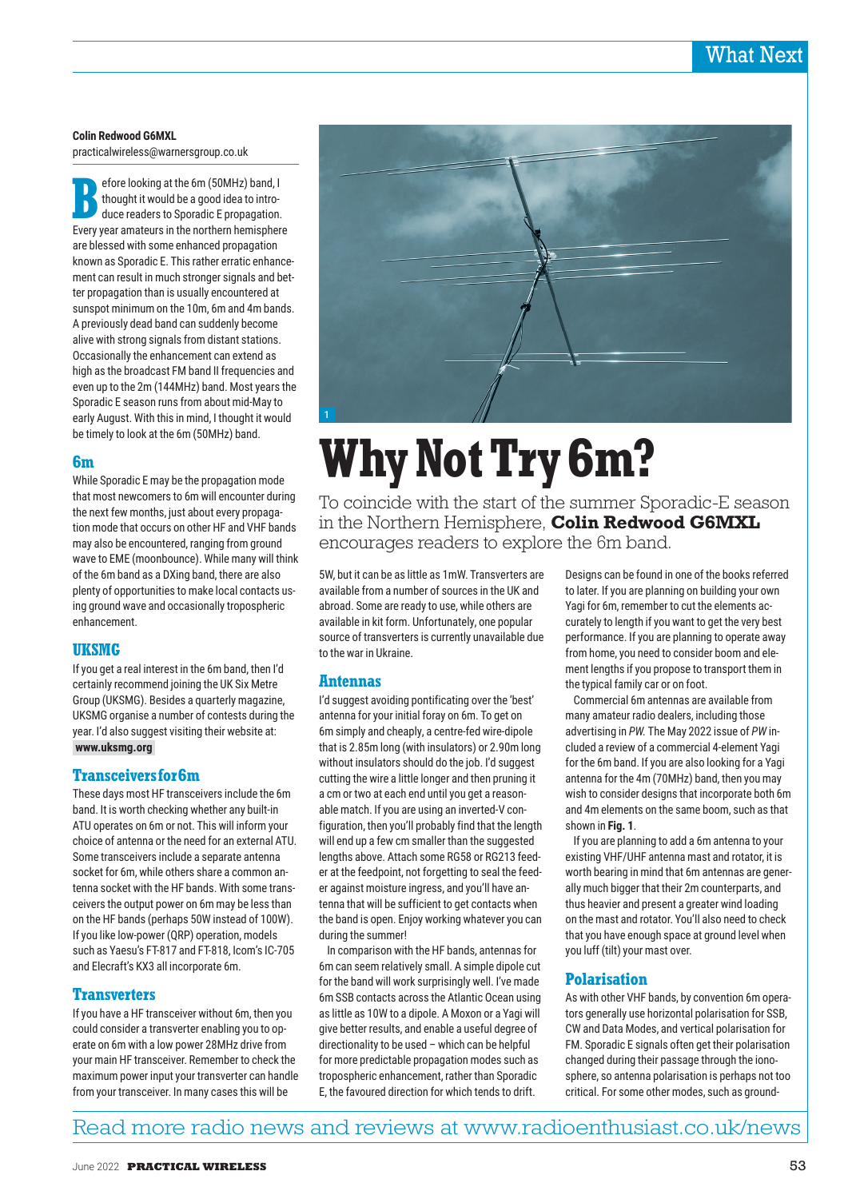# Why Not Try 6m?

To coincide with the start of the summer Sporadic-E season in the Northern Hemisphere, **Colin Redwood G6MXL** encourages readers to explore the 6m band.

**Colin Redwood G6MXL**
practicalwireless@warnersgroup.co.uk

Before looking at the 6m (50MHz) band, I thought it would be a good idea to introduce readers to Sporadic E propagation. Every year amateurs in the northern hemisphere are blessed with some enhanced propagation known as Sporadic E. This rather erratic enhancement can result in much stronger signals and better propagation than is usually encountered at sunspot minimum on the 10m, 6m and 4m bands. A previously dead band can suddenly become alive with strong signals from distant stations. Occasionally the enhancement can extend as high as the broadcast FM band II frequencies and even up to the 2m (144MHz) band. Most years the Sporadic E season runs from about mid-May to early August. With this in mind, I thought it would be timely to look at the 6m (50MHz) band.

## 6m

While Sporadic E may be the propagation mode that most newcomers to 6m will encounter during the next few months, just about every propagation mode that occurs on other HF and VHF bands may also be encountered, ranging from ground wave to EME (moonbounce). While many will think of the 6m band as a DXing band, there are also plenty of opportunities to make local contacts using ground wave and occasionally tropospheric enhancement.

## UKSMG

If you get a real interest in the 6m band, then I'd certainly recommend joining the UK Six Metre Group (UKSMG). Besides a quarterly magazine, UKSMG organise a number of contests during the year. I'd also suggest visiting their website at: **www.uksmg.org**

## Transceivers for 6m

These days most HF transceivers include the 6m band. It is worth checking whether any built-in ATU operates on 6m or not. This will inform your choice of antenna or the need for an external ATU. Some transceivers include a separate antenna socket for 6m, while others share a common antenna socket with the HF bands. With some transceivers the output power on 6m may be less than on the HF bands (perhaps 50W instead of 100W). If you like low-power (QRP) operation, models such as Yaesu's FT-817 and FT-818, Icom's IC-705 and Elecraft's KX3 all incorporate 6m.

## Transverters

If you have a HF transceiver without 6m, then you could consider a transverter enabling you to operate on 6m with a low power 28MHz drive from your main HF transceiver. Remember to check the maximum power input your transverter can handle from your transceiver. In many cases this will be 5W, but it can be as little as 1mW. Transverters are available from a number of sources in the UK and abroad. Some are ready to use, while others are available in kit form. Unfortunately, one popular source of transverters is currently unavailable due to the war in Ukraine.

## Antennas

I'd suggest avoiding pontificating over the 'best' antenna for your initial foray on 6m. To get on 6m simply and cheaply, a centre-fed wire-dipole that is 2.85m long (with insulators) or 2.90m long without insulators should do the job. I'd suggest cutting the wire a little longer and then pruning it a cm or two at each end until you get a reasonable match. If you are using an inverted-V configuration, then you'll probably find that the length will end up a few cm smaller than the suggested lengths above. Attach some RG58 or RG213 feeder at the feedpoint, not forgetting to seal the feeder against moisture ingress, and you'll have antenna that will be sufficient to get contacts when the band is open. Enjoy working whatever you can during the summer!

In comparison with the HF bands, antennas for 6m can seem relatively small. A simple dipole cut for the band will work surprisingly well. I've made 6m SSB contacts across the Atlantic Ocean using as little as 10W to a dipole. A Moxon or a Yagi will give better results, and enable a useful degree of directionality to be used – which can be helpful for more predictable propagation modes such as tropospheric enhancement, rather than Sporadic E, the favoured direction for which tends to drift.

Designs can be found in one of the books referred to later. If you are planning on building your own Yagi for 6m, remember to cut the elements accurately to length if you want to get the very best performance. If you are planning to operate away from home, you need to consider boom and element lengths if you propose to transport them in the typical family car or on foot.

Commercial 6m antennas are available from many amateur radio dealers, including those advertising in *PW*. The May 2022 issue of *PW* included a review of a commercial 4-element Yagi for the 6m band. If you are also looking for a Yagi antenna for the 4m (70MHz) band, then you may wish to consider designs that incorporate both 6m and 4m elements on the same boom, such as that shown in **Fig. 1**.

1

If you are planning to add a 6m antenna to your existing VHF/UHF antenna mast and rotator, it is worth bearing in mind that 6m antennas are generally much bigger that their 2m counterparts, and thus heavier and present a greater wind loading on the mast and rotator. You'll also need to check that you have enough space at ground level when you luff (tilt) your mast over.

## Polarisation

As with other VHF bands, by convention 6m operators generally use horizontal polarisation for SSB, CW and Data Modes, and vertical polarisation for FM. Sporadic E signals often get their polarisation changed during their passage through the ionosphere, so antenna polarisation is perhaps not too critical. For some other modes, such as ground-